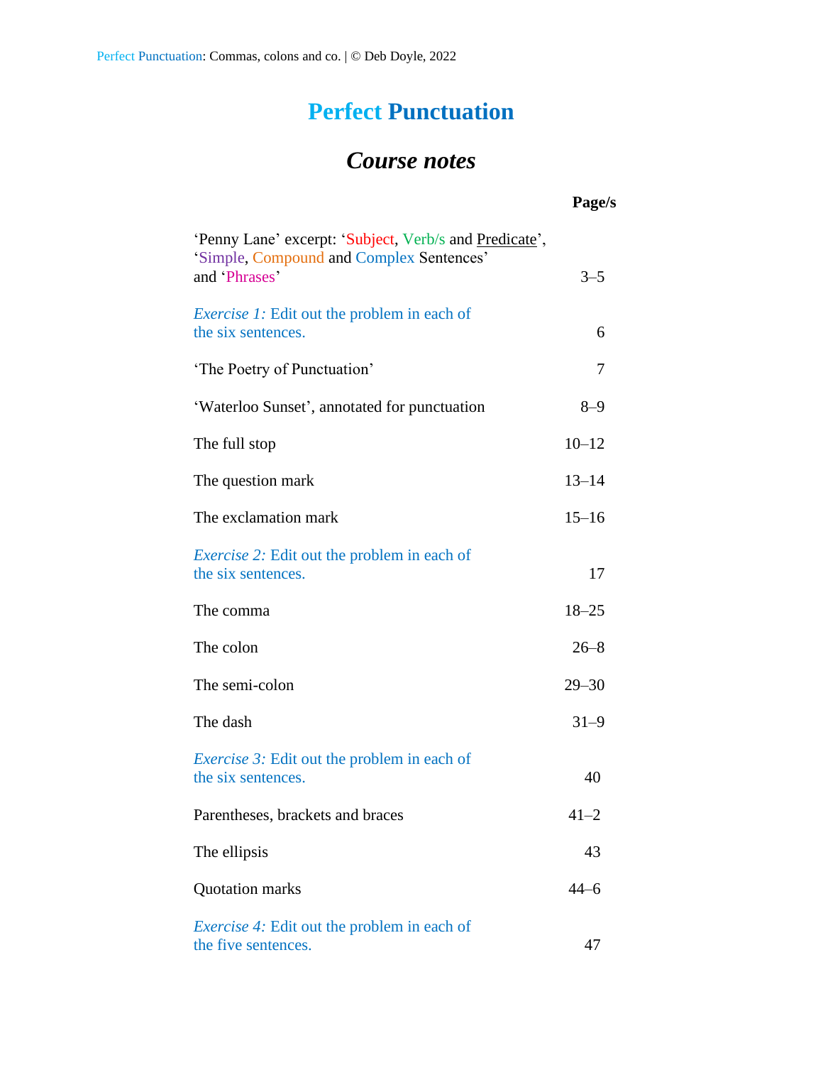# Perfect Punctuation

## *Course notes*

| | Page/s |
|---|---|
| 'Penny Lane' excerpt: 'Subject, Verb/s and Predicate', 'Simple, Compound and Complex Sentences' and 'Phrases' | 3–5 |
| *Exercise 1:* Edit out the problem in each of the six sentences. | 6 |
| 'The Poetry of Punctuation' | 7 |
| 'Waterloo Sunset', annotated for punctuation | 8–9 |
| The full stop | 10–12 |
| The question mark | 13–14 |
| The exclamation mark | 15–16 |
| *Exercise 2:* Edit out the problem in each of the six sentences. | 17 |
| The comma | 18–25 |
| The colon | 26–8 |
| The semi-colon | 29–30 |
| The dash | 31–9 |
| *Exercise 3:* Edit out the problem in each of the six sentences. | 40 |
| Parentheses, brackets and braces | 41–2 |
| The ellipsis | 43 |
| Quotation marks | 44–6 |
| *Exercise 4:* Edit out the problem in each of the five sentences. | 47 |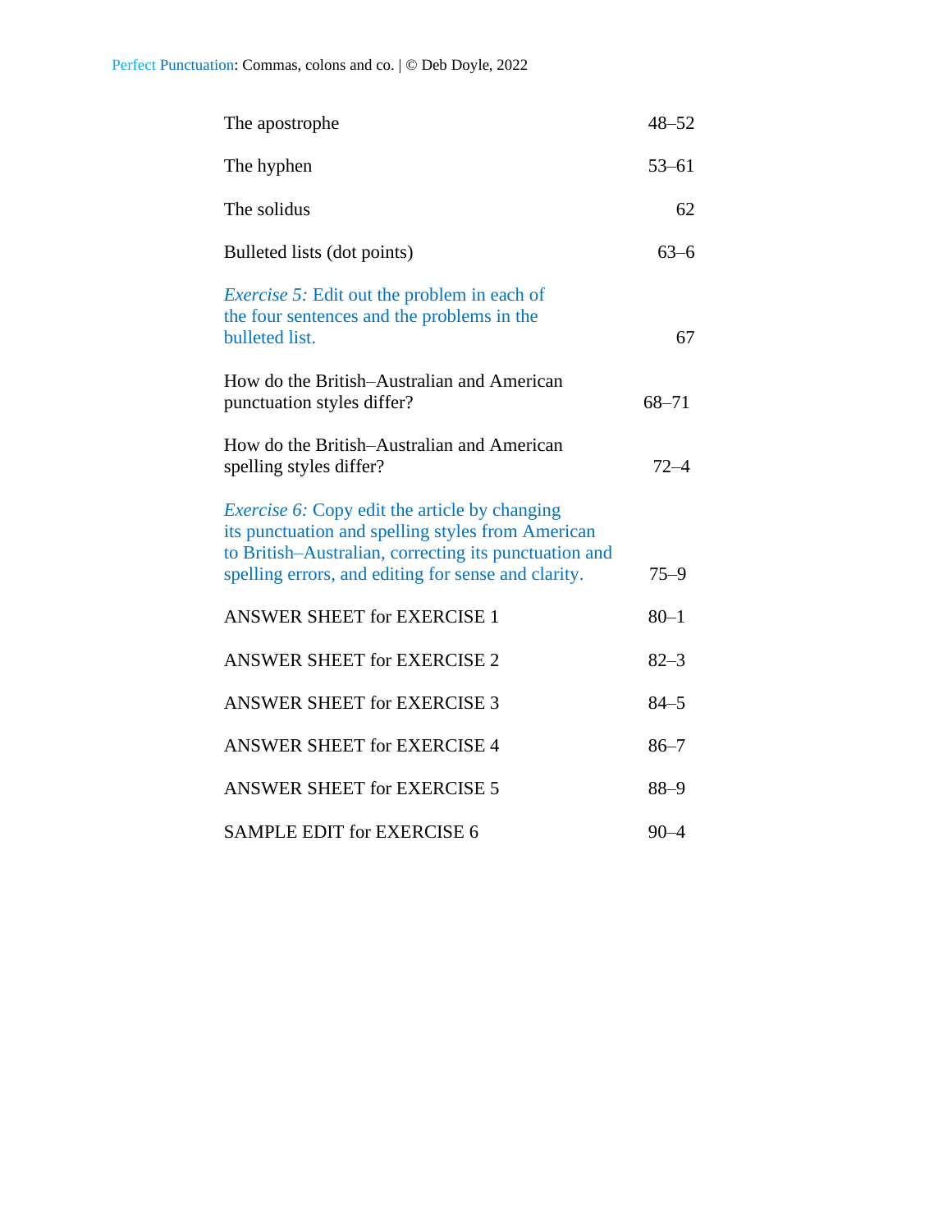| | |
|---|---|
| The apostrophe | 48–52 |
| The hyphen | 53–61 |
| The solidus | 62 |
| Bulleted lists (dot points) | 63–6 |
| *Exercise 5:* Edit out the problem in each of the four sentences and the problems in the bulleted list. | 67 |
| How do the British–Australian and American punctuation styles differ? | 68–71 |
| How do the British–Australian and American spelling styles differ? | 72–4 |
| *Exercise 6:* Copy edit the article by changing its punctuation and spelling styles from American to British–Australian, correcting its punctuation and spelling errors, and editing for sense and clarity. | 75–9 |
| ANSWER SHEET for EXERCISE 1 | 80–1 |
| ANSWER SHEET for EXERCISE 2 | 82–3 |
| ANSWER SHEET for EXERCISE 3 | 84–5 |
| ANSWER SHEET for EXERCISE 4 | 86–7 |
| ANSWER SHEET for EXERCISE 5 | 88–9 |
| SAMPLE EDIT for EXERCISE 6 | 90–4 |